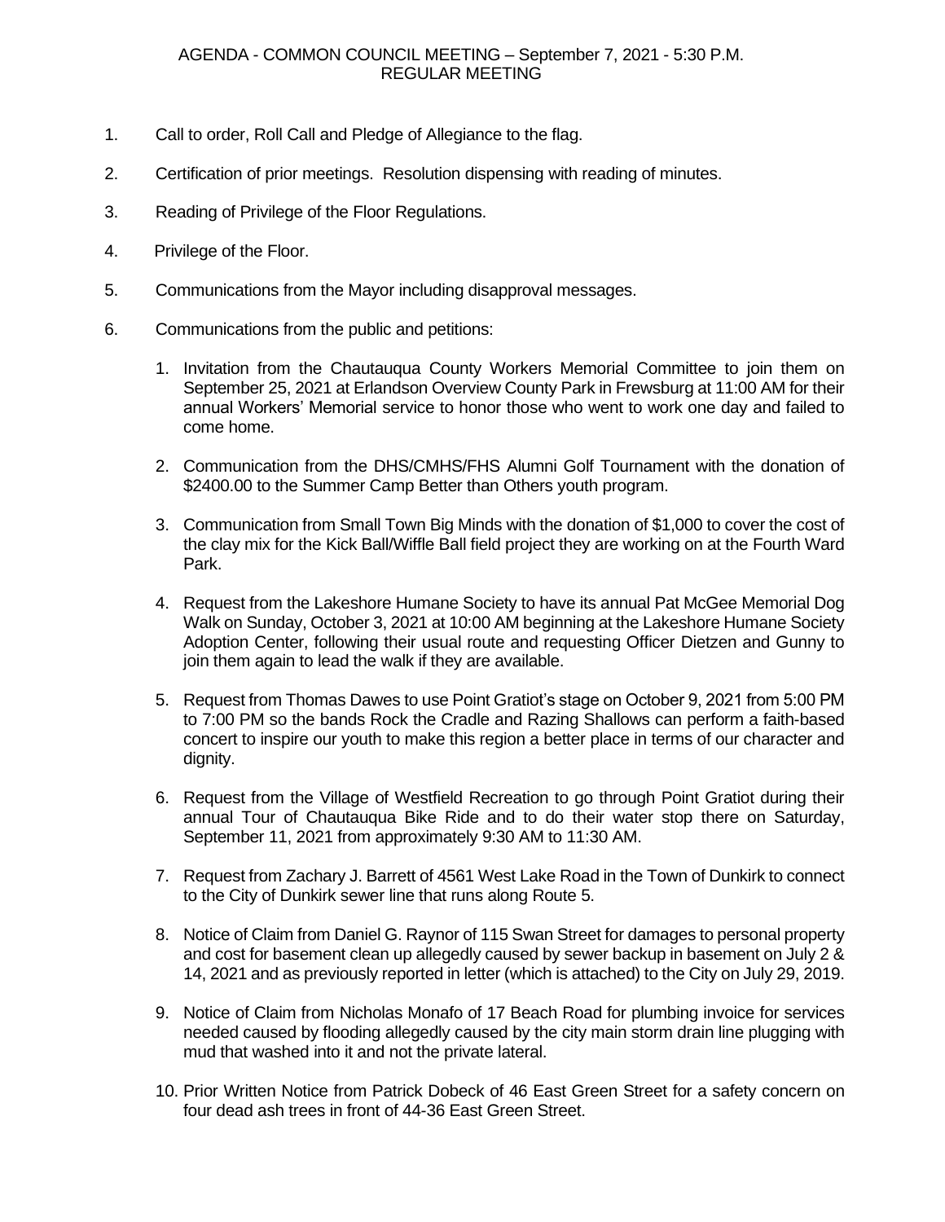# AGENDA - COMMON COUNCIL MEETING – September 7, 2021 - 5:30 P.M.
## REGULAR MEETING

1. Call to order, Roll Call and Pledge of Allegiance to the flag.

2. Certification of prior meetings. Resolution dispensing with reading of minutes.

3. Reading of Privilege of the Floor Regulations.

4. Privilege of the Floor.

5. Communications from the Mayor including disapproval messages.

6. Communications from the public and petitions:

   1. Invitation from the Chautauqua County Workers Memorial Committee to join them on September 25, 2021 at Erlandson Overview County Park in Frewsburg at 11:00 AM for their annual Workers' Memorial service to honor those who went to work one day and failed to come home.

   2. Communication from the DHS/CMHS/FHS Alumni Golf Tournament with the donation of $2400.00 to the Summer Camp Better than Others youth program.

   3. Communication from Small Town Big Minds with the donation of $1,000 to cover the cost of the clay mix for the Kick Ball/Wiffle Ball field project they are working on at the Fourth Ward Park.

   4. Request from the Lakeshore Humane Society to have its annual Pat McGee Memorial Dog Walk on Sunday, October 3, 2021 at 10:00 AM beginning at the Lakeshore Humane Society Adoption Center, following their usual route and requesting Officer Dietzen and Gunny to join them again to lead the walk if they are available.

   5. Request from Thomas Dawes to use Point Gratiot's stage on October 9, 2021 from 5:00 PM to 7:00 PM so the bands Rock the Cradle and Razing Shallows can perform a faith-based concert to inspire our youth to make this region a better place in terms of our character and dignity.

   6. Request from the Village of Westfield Recreation to go through Point Gratiot during their annual Tour of Chautauqua Bike Ride and to do their water stop there on Saturday, September 11, 2021 from approximately 9:30 AM to 11:30 AM.

   7. Request from Zachary J. Barrett of 4561 West Lake Road in the Town of Dunkirk to connect to the City of Dunkirk sewer line that runs along Route 5.

   8. Notice of Claim from Daniel G. Raynor of 115 Swan Street for damages to personal property and cost for basement clean up allegedly caused by sewer backup in basement on July 2 & 14, 2021 and as previously reported in letter (which is attached) to the City on July 29, 2019.

   9. Notice of Claim from Nicholas Monafo of 17 Beach Road for plumbing invoice for services needed caused by flooding allegedly caused by the city main storm drain line plugging with mud that washed into it and not the private lateral.

   10. Prior Written Notice from Patrick Dobeck of 46 East Green Street for a safety concern on four dead ash trees in front of 44-36 East Green Street.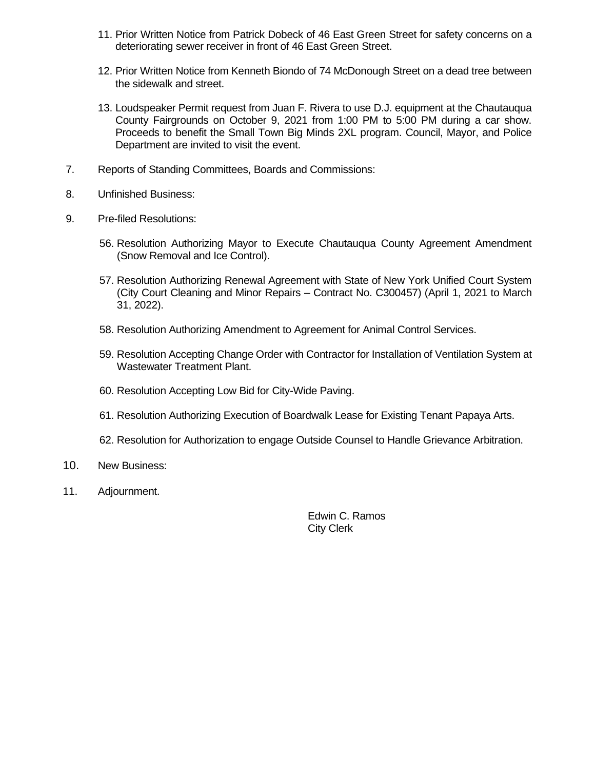11. Prior Written Notice from Patrick Dobeck of 46 East Green Street for safety concerns on a deteriorating sewer receiver in front of 46 East Green Street.

12. Prior Written Notice from Kenneth Biondo of 74 McDonough Street on a dead tree between the sidewalk and street.

13. Loudspeaker Permit request from Juan F. Rivera to use D.J. equipment at the Chautauqua County Fairgrounds on October 9, 2021 from 1:00 PM to 5:00 PM during a car show. Proceeds to benefit the Small Town Big Minds 2XL program. Council, Mayor, and Police Department are invited to visit the event.

7. Reports of Standing Committees, Boards and Commissions:

8. Unfinished Business:

9. Pre-filed Resolutions:

    56. Resolution Authorizing Mayor to Execute Chautauqua County Agreement Amendment (Snow Removal and Ice Control).

    57. Resolution Authorizing Renewal Agreement with State of New York Unified Court System (City Court Cleaning and Minor Repairs – Contract No. C300457) (April 1, 2021 to March 31, 2022).

    58. Resolution Authorizing Amendment to Agreement for Animal Control Services.

    59. Resolution Accepting Change Order with Contractor for Installation of Ventilation System at Wastewater Treatment Plant.

    60. Resolution Accepting Low Bid for City-Wide Paving.

    61. Resolution Authorizing Execution of Boardwalk Lease for Existing Tenant Papaya Arts.

    62. Resolution for Authorization to engage Outside Counsel to Handle Grievance Arbitration.

10. New Business:

11. Adjournment.

Edwin C. Ramos
City Clerk